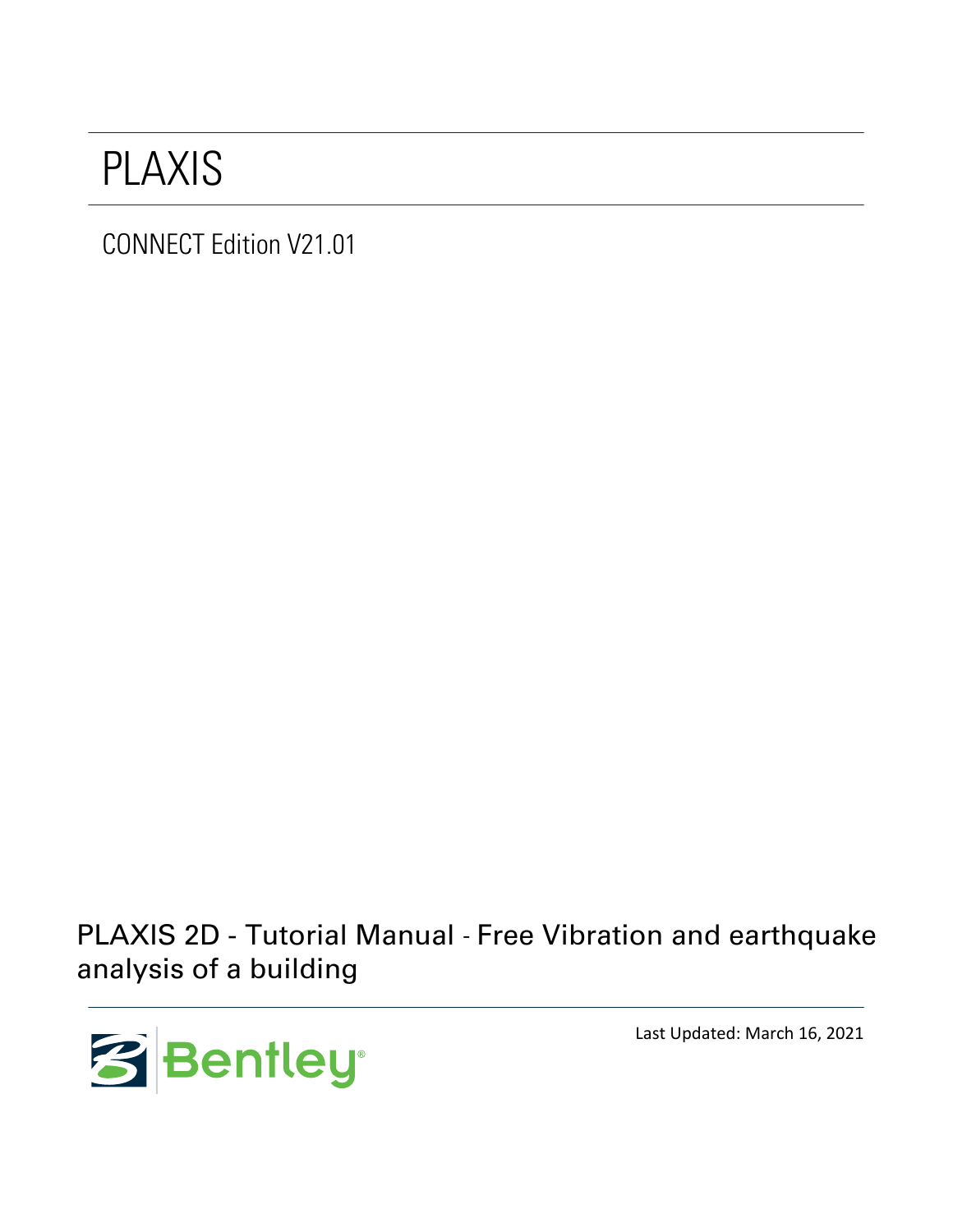# PLAXIS

CONNECT Edition V21.01

## PLAXIS 2D - Tutorial Manual - Free Vibration and earthquake analysis of a building

Bentley

Last Updated: March 16, 2021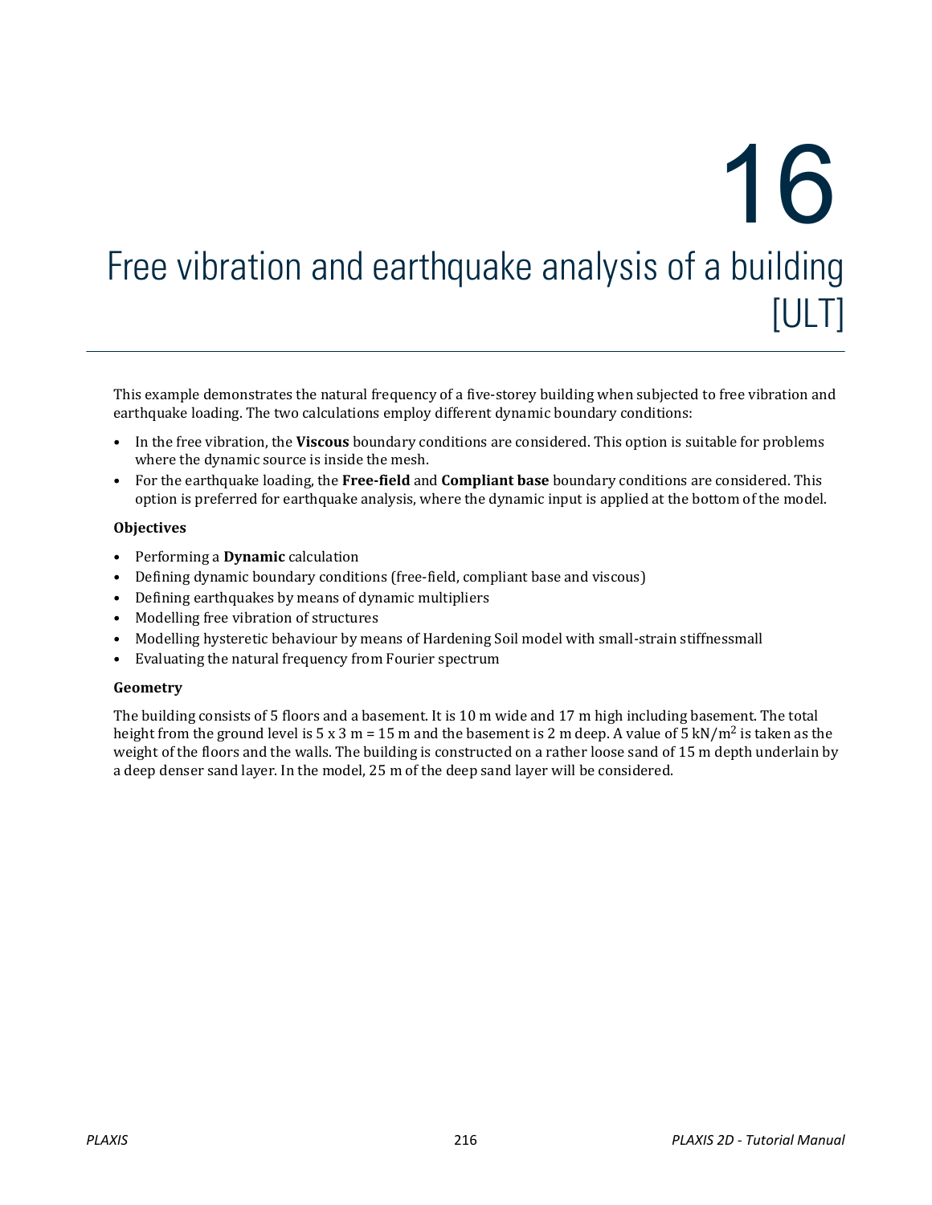# 16 Free vibration and earthquake analysis of a building [ULT]

This example demonstrates the natural frequency of a five-storey building when subjected to free vibration and earthquake loading. The two calculations employ different dynamic boundary conditions:

- In the free vibration, the **Viscous** boundary conditions are considered. This option is suitable for problems where the dynamic source is inside the mesh.
- For the earthquake loading, the **Free-field** and **Compliant base** boundary conditions are considered. This option is preferred for earthquake analysis, where the dynamic input is applied at the bottom of the model.

**Objectives**

- Performing a **Dynamic** calculation
- Defining dynamic boundary conditions (free-field, compliant base and viscous)
- Defining earthquakes by means of dynamic multipliers
- Modelling free vibration of structures
- Modelling hysteretic behaviour by means of Hardening Soil model with small-strain stiffnessmall
- Evaluating the natural frequency from Fourier spectrum

**Geometry**

The building consists of 5 floors and a basement. It is 10 m wide and 17 m high including basement. The total height from the ground level is 5 x 3 m = 15 m and the basement is 2 m deep. A value of 5 kN/m$^2$ is taken as the weight of the floors and the walls. The building is constructed on a rather loose sand of 15 m depth underlain by a deep denser sand layer. In the model, 25 m of the deep sand layer will be considered.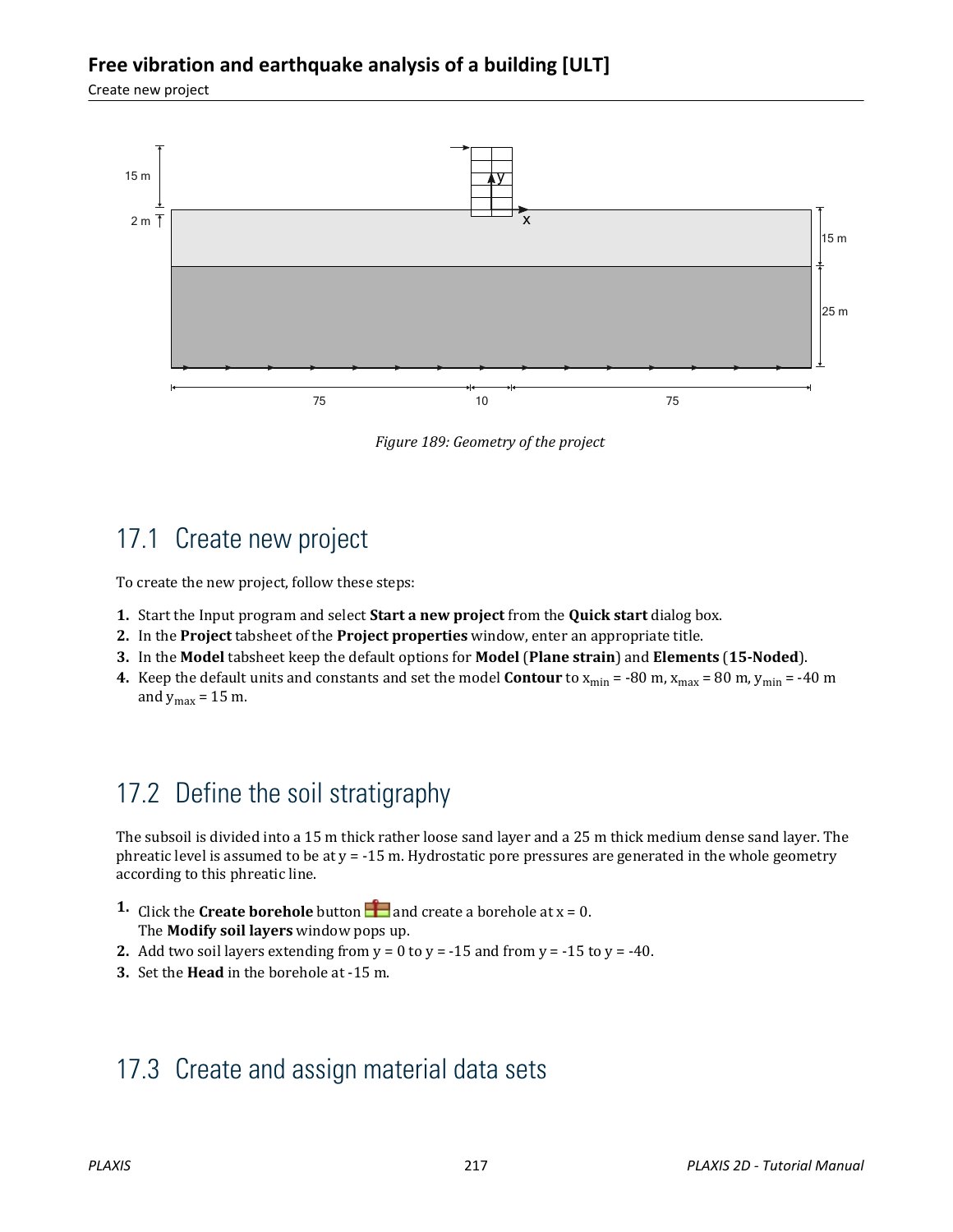Figure 189: Geometry of the project

## 17.1 Create new project

To create the new project, follow these steps:

1. Start the Input program and select **Start a new project** from the **Quick start** dialog box.
2. In the **Project** tabsheet of the **Project properties** window, enter an appropriate title.
3. In the **Model** tabsheet keep the default options for **Model** (**Plane strain**) and **Elements** (**15-Noded**).
4. Keep the default units and constants and set the model **Contour** to $x_{min}$ = -80 m, $x_{max}$ = 80 m, $y_{min}$ = -40 m and $y_{max}$ = 15 m.

## 17.2 Define the soil stratigraphy

The subsoil is divided into a 15 m thick rather loose sand layer and a 25 m thick medium dense sand layer. The phreatic level is assumed to be at y = -15 m. Hydrostatic pore pressures are generated in the whole geometry according to this phreatic line.

1. Click the **Create borehole** button and create a borehole at x = 0. The **Modify soil layers** window pops up.
2. Add two soil layers extending from y = 0 to y = -15 and from y = -15 to y = -40.
3. Set the **Head** in the borehole at -15 m.

## 17.3 Create and assign material data sets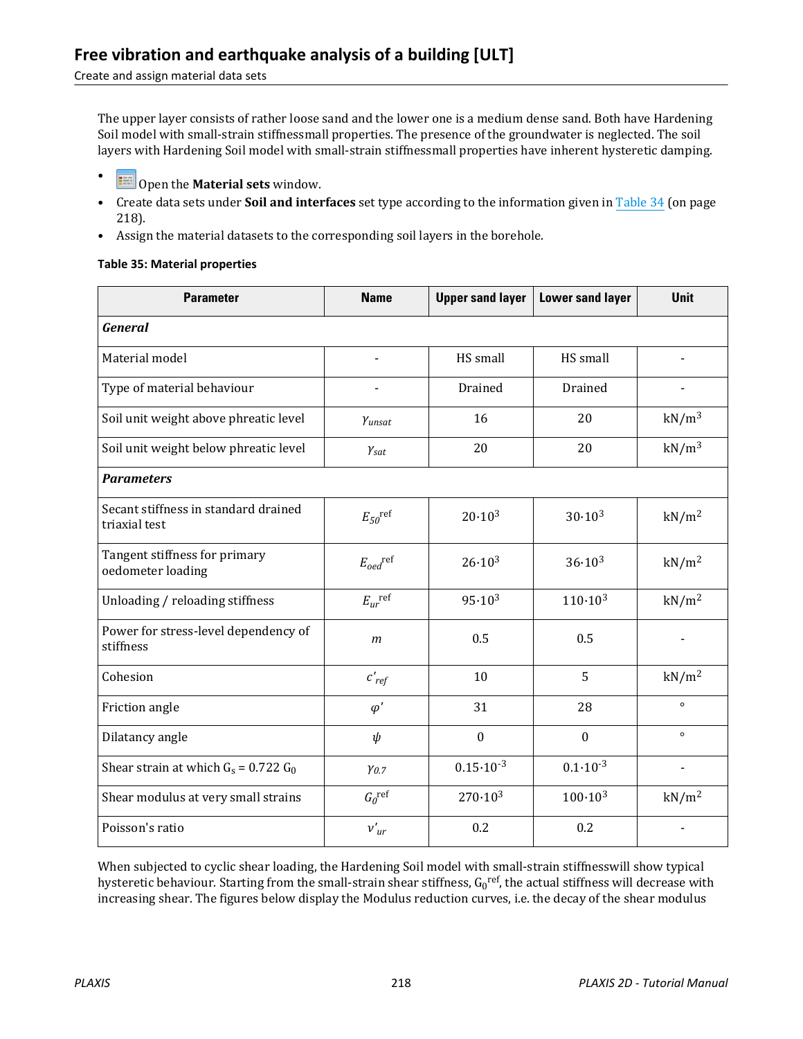The upper layer consists of rather loose sand and the lower one is a medium dense sand. Both have Hardening Soil model with small-strain stiffnessmall properties. The presence of the groundwater is neglected. The soil layers with Hardening Soil model with small-strain stiffnessmall properties have inherent hysteretic damping.

- Open the **Material sets** window.
- Create data sets under **Soil and interfaces** set type according to the information given in Table 34 (on page 218).
- Assign the material datasets to the corresponding soil layers in the borehole.

**Table 35: Material properties**

| Parameter | Name | Upper sand layer | Lower sand layer | Unit |
|---|---|---|---|---|
| ***General*** | | | | |
| Material model | - | HS small | HS small | - |
| Type of material behaviour | - | Drained | Drained | - |
| Soil unit weight above phreatic level | $\gamma_{unsat}$ | 16 | 20 | kN/m$^3$ |
| Soil unit weight below phreatic level | $\gamma_{sat}$ | 20 | 20 | kN/m$^3$ |
| ***Parameters*** | | | | |
| Secant stiffness in standard drained triaxial test | $E_{50}{}^{ref}$ | $20 \cdot 10^3$ | $30 \cdot 10^3$ | kN/m$^2$ |
| Tangent stiffness for primary oedometer loading | $E_{oed}{}^{ref}$ | $26 \cdot 10^3$ | $36 \cdot 10^3$ | kN/m$^2$ |
| Unloading / reloading stiffness | $E_{ur}{}^{ref}$ | $95 \cdot 10^3$ | $110 \cdot 10^3$ | kN/m$^2$ |
| Power for stress-level dependency of stiffness | $m$ | 0.5 | 0.5 | - |
| Cohesion | $c'_{ref}$ | 10 | 5 | kN/m$^2$ |
| Friction angle | $\varphi'$ | 31 | 28 | ° |
| Dilatancy angle | $\psi$ | 0 | 0 | ° |
| Shear strain at which $G_s = 0.722\ G_0$ | $\gamma_{0.7}$ | $0.15 \cdot 10^{-3}$ | $0.1 \cdot 10^{-3}$ | - |
| Shear modulus at very small strains | $G_0{}^{ref}$ | $270 \cdot 10^3$ | $100 \cdot 10^3$ | kN/m$^2$ |
| Poisson's ratio | $\nu'_{ur}$ | 0.2 | 0.2 | - |

When subjected to cyclic shear loading, the Hardening Soil model with small-strain stiffnesswill show typical hysteretic behaviour. Starting from the small-strain shear stiffness, $G_0{}^{ref}$, the actual stiffness will decrease with increasing shear. The figures below display the Modulus reduction curves, i.e. the decay of the shear modulus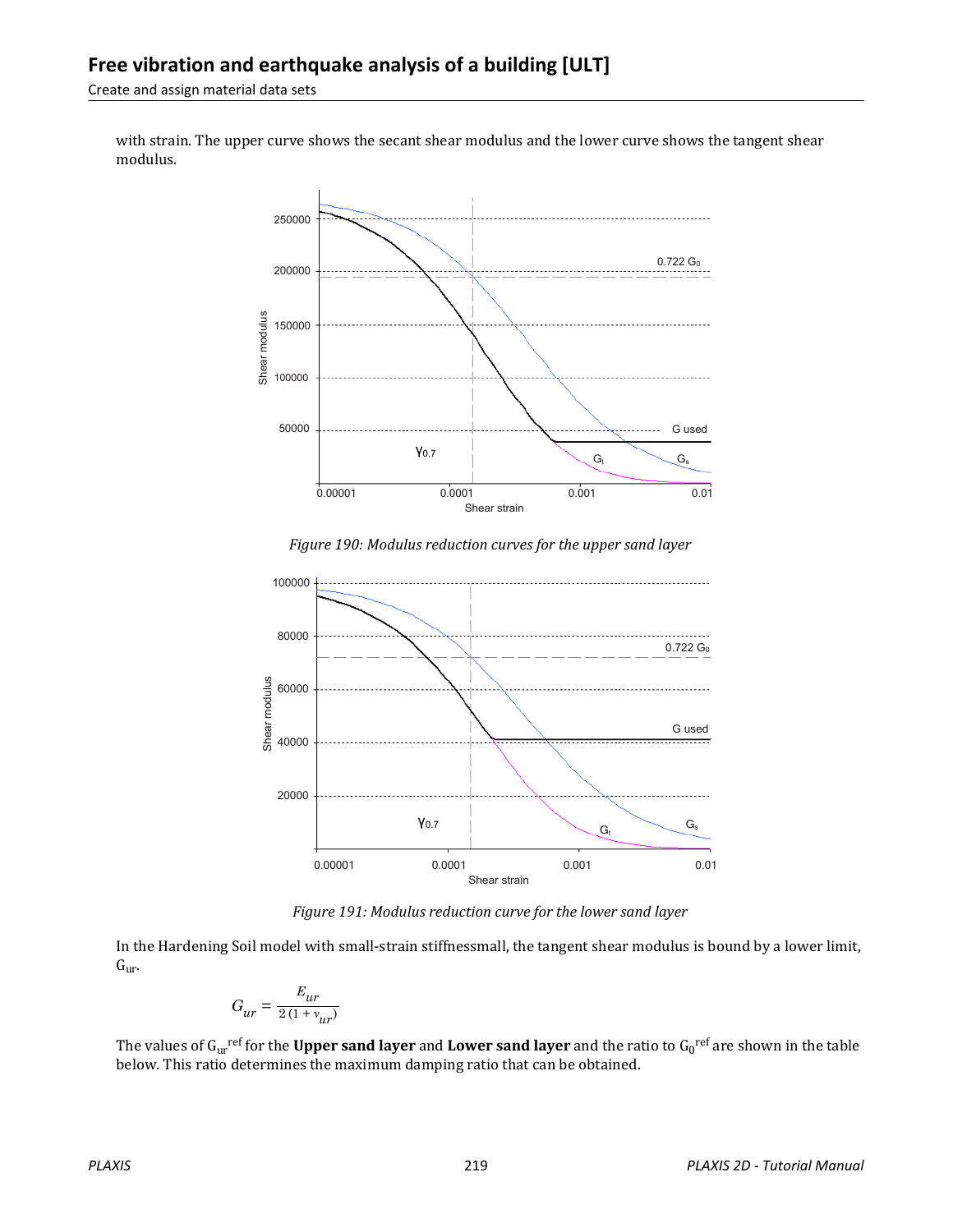with strain. The upper curve shows the secant shear modulus and the lower curve shows the tangent shear modulus.

*Figure 190: Modulus reduction curves for the upper sand layer*

*Figure 191: Modulus reduction curve for the lower sand layer*

In the Hardening Soil model with small-strain stiffnessmall, the tangent shear modulus is bound by a lower limit, $G_{ur}$.

$$G_{ur} = \frac{E_{ur}}{2\,(1 + \nu_{ur})}$$

The values of $G_{ur}^{ref}$ for the **Upper sand layer** and **Lower sand layer** and the ratio to $G_0^{ref}$ are shown in the table below. This ratio determines the maximum damping ratio that can be obtained.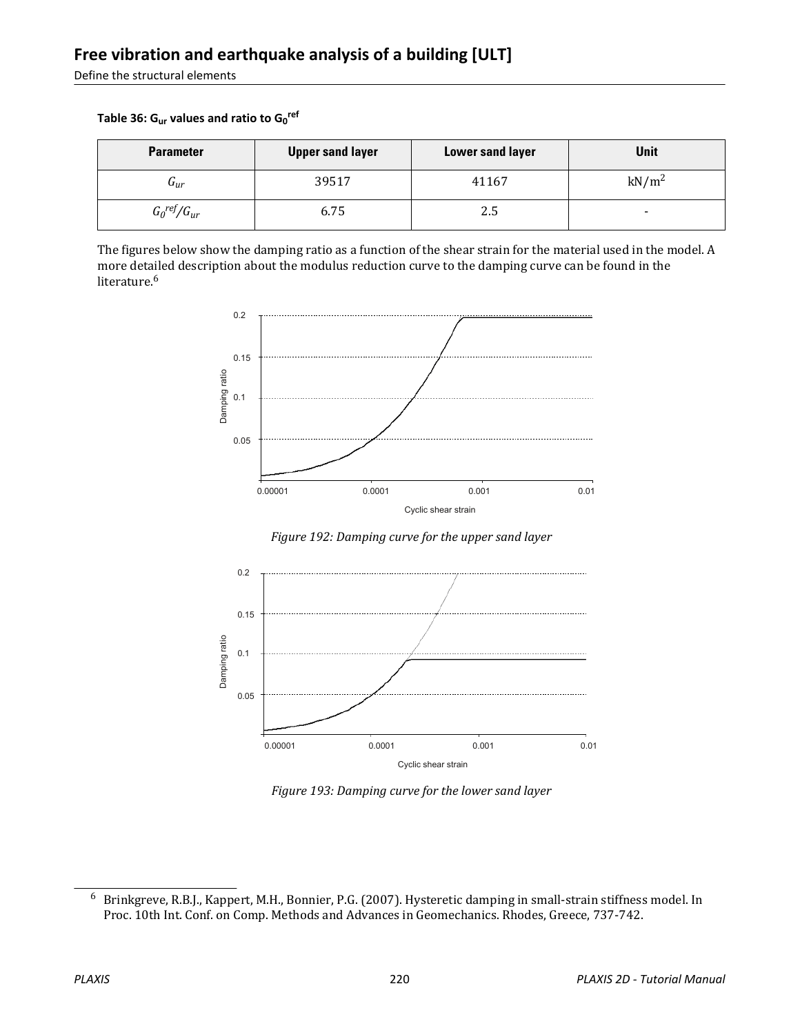**Table 36: $G_{ur}$ values and ratio to $G_0^{ref}$**

| Parameter | Upper sand layer | Lower sand layer | Unit |
|---|---|---|---|
| $G_{ur}$ | 39517 | 41167 | $kN/m^2$ |
| $G_0^{ref}/G_{ur}$ | 6.75 | 2.5 | - |

The figures below show the damping ratio as a function of the shear strain for the material used in the model. A more detailed description about the modulus reduction curve to the damping curve can be found in the literature.[6]

*Figure 192: Damping curve for the upper sand layer*

*Figure 193: Damping curve for the lower sand layer*

[6] Brinkgreve, R.B.J., Kappert, M.H., Bonnier, P.G. (2007). Hysteretic damping in small-strain stiffness model. In Proc. 10th Int. Conf. on Comp. Methods and Advances in Geomechanics. Rhodes, Greece, 737-742.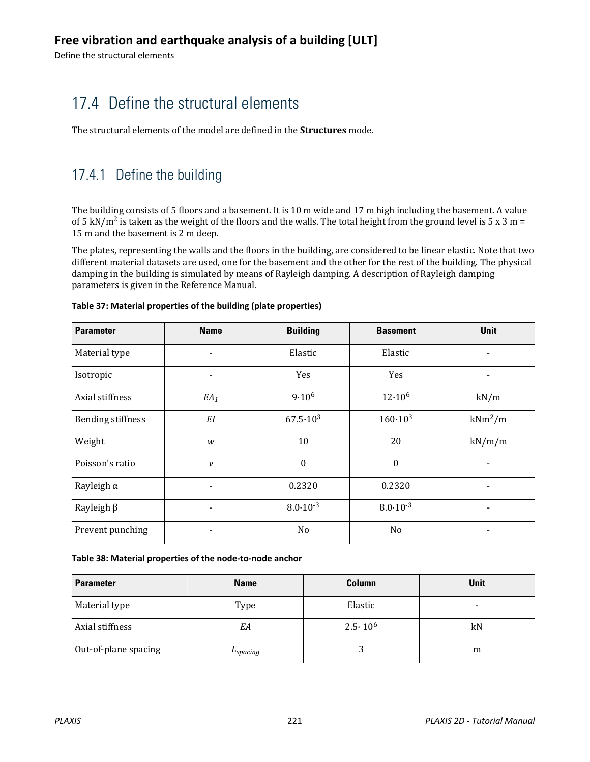## 17.4 Define the structural elements

The structural elements of the model are defined in the **Structures** mode.

### 17.4.1 Define the building

The building consists of 5 floors and a basement. It is 10 m wide and 17 m high including the basement. A value of 5 $kN/m^2$ is taken as the weight of the floors and the walls. The total height from the ground level is 5 x 3 m = 15 m and the basement is 2 m deep.

The plates, representing the walls and the floors in the building, are considered to be linear elastic. Note that two different material datasets are used, one for the basement and the other for the rest of the building. The physical damping in the building is simulated by means of Rayleigh damping. A description of Rayleigh damping parameters is given in the Reference Manual.

**Table 37: Material properties of the building (plate properties)**

| Parameter | Name | Building | Basement | Unit |
|---|---|---|---|---|
| Material type | - | Elastic | Elastic | - |
| Isotropic | - | Yes | Yes | - |
| Axial stiffness | $EA_1$ | $9 \cdot 10^6$ | $12 \cdot 10^6$ | kN/m |
| Bending stiffness | $EI$ | $67.5 \cdot 10^3$ | $160 \cdot 10^3$ | $kNm^2/m$ |
| Weight | $w$ | 10 | 20 | kN/m/m |
| Poisson's ratio | $\nu$ | 0 | 0 | - |
| Rayleigh α | - | 0.2320 | 0.2320 | - |
| Rayleigh β | - | $8.0 \cdot 10^{-3}$ | $8.0 \cdot 10^{-3}$ | - |
| Prevent punching | - | No | No | - |

**Table 38: Material properties of the node-to-node anchor**

| Parameter | Name | Column | Unit |
|---|---|---|---|
| Material type | Type | Elastic | - |
| Axial stiffness | $EA$ | $2.5 \cdot 10^6$ | kN |
| Out-of-plane spacing | $L_{spacing}$ | 3 | m |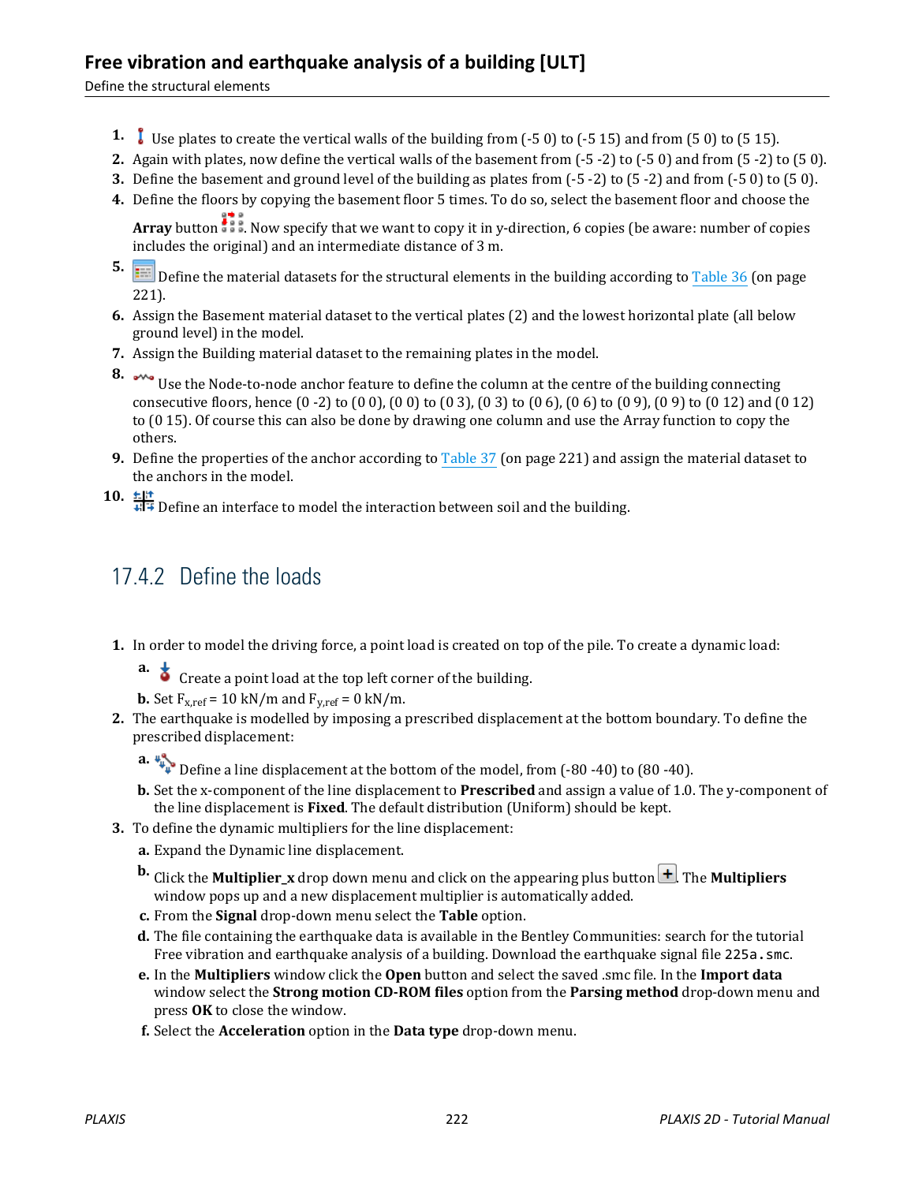1. Use plates to create the vertical walls of the building from (-5 0) to (-5 15) and from (5 0) to (5 15).
2. Again with plates, now define the vertical walls of the basement from (-5 -2) to (-5 0) and from (5 -2) to (5 0).
3. Define the basement and ground level of the building as plates from (-5 -2) to (5 -2) and from (-5 0) to (5 0).
4. Define the floors by copying the basement floor 5 times. To do so, select the basement floor and choose the **Array** button. Now specify that we want to copy it in y-direction, 6 copies (be aware: number of copies includes the original) and an intermediate distance of 3 m.
5. Define the material datasets for the structural elements in the building according to Table 36 (on page 221).
6. Assign the Basement material dataset to the vertical plates (2) and the lowest horizontal plate (all below ground level) in the model.
7. Assign the Building material dataset to the remaining plates in the model.
8. Use the Node-to-node anchor feature to define the column at the centre of the building connecting consecutive floors, hence (0 -2) to (0 0), (0 0) to (0 3), (0 3) to (0 6), (0 6) to (0 9), (0 9) to (0 12) and (0 12) to (0 15). Of course this can also be done by drawing one column and use the Array function to copy the others.
9. Define the properties of the anchor according to Table 37 (on page 221) and assign the material dataset to the anchors in the model.
10. Define an interface to model the interaction between soil and the building.

## 17.4.2 Define the loads

1. In order to model the driving force, a point load is created on top of the pile. To create a dynamic load:
   a. Create a point load at the top left corner of the building.
   b. Set $F_{x,ref}$ = 10 kN/m and $F_{y,ref}$ = 0 kN/m.
2. The earthquake is modelled by imposing a prescribed displacement at the bottom boundary. To define the prescribed displacement:
   a. Define a line displacement at the bottom of the model, from (-80 -40) to (80 -40).
   b. Set the x-component of the line displacement to **Prescribed** and assign a value of 1.0. The y-component of the line displacement is **Fixed**. The default distribution (Uniform) should be kept.
3. To define the dynamic multipliers for the line displacement:
   a. Expand the Dynamic line displacement.
   b. Click the **Multiplier_x** drop down menu and click on the appearing plus button. The **Multipliers** window pops up and a new displacement multiplier is automatically added.
   c. From the **Signal** drop-down menu select the **Table** option.
   d. The file containing the earthquake data is available in the Bentley Communities: search for the tutorial Free vibration and earthquake analysis of a building. Download the earthquake signal file `225a.smc`.
   e. In the **Multipliers** window click the **Open** button and select the saved .smc file. In the **Import data** window select the **Strong motion CD-ROM files** option from the **Parsing method** drop-down menu and press **OK** to close the window.
   f. Select the **Acceleration** option in the **Data type** drop-down menu.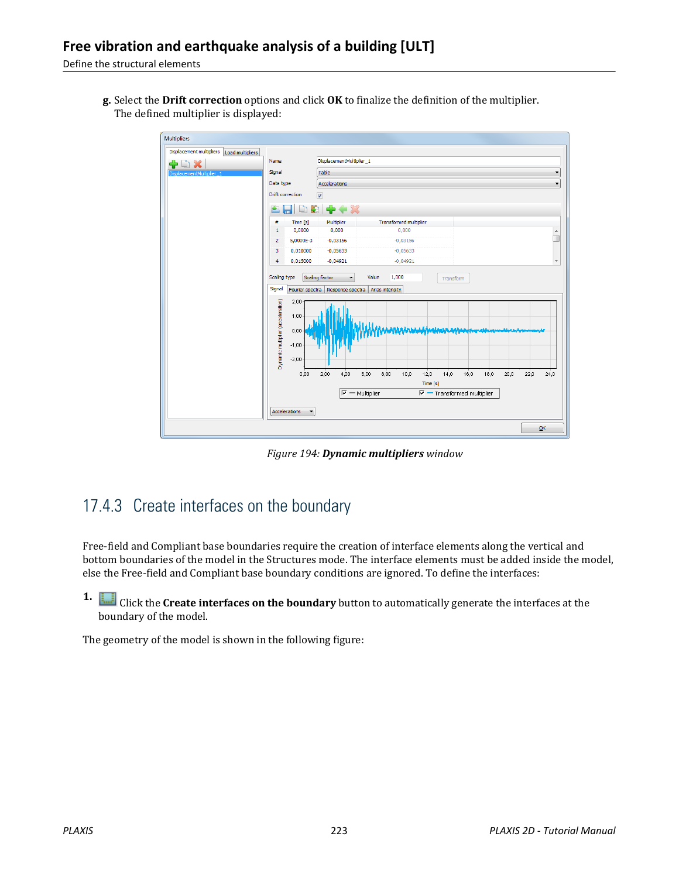**g.** Select the **Drift correction** options and click **OK** to finalize the definition of the multiplier. The defined multiplier is displayed:

*Figure 194: **Dynamic multipliers** window*

## 17.4.3 Create interfaces on the boundary

Free-field and Compliant base boundaries require the creation of interface elements along the vertical and bottom boundaries of the model in the Structures mode. The interface elements must be added inside the model, else the Free-field and Compliant base boundary conditions are ignored. To define the interfaces:

1. Click the **Create interfaces on the boundary** button to automatically generate the interfaces at the boundary of the model.

The geometry of the model is shown in the following figure: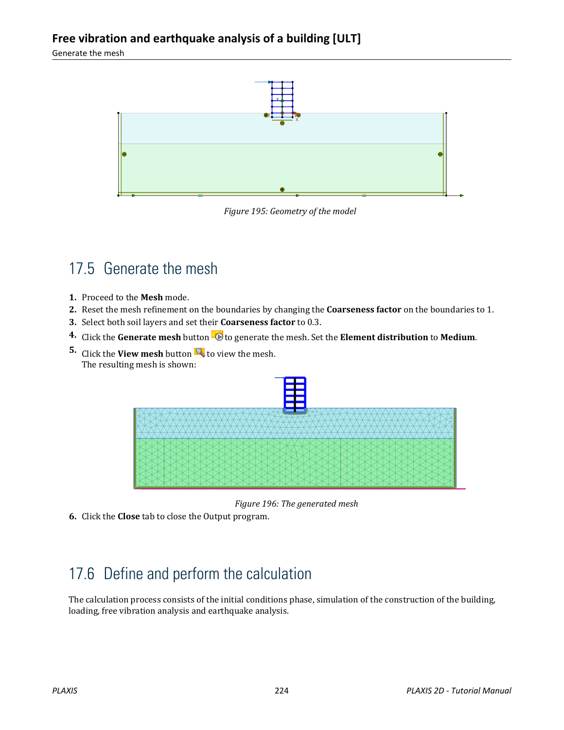*Figure 195: Geometry of the model*

## 17.5 Generate the mesh

1. Proceed to the **Mesh** mode.
2. Reset the mesh refinement on the boundaries by changing the **Coarseness factor** on the boundaries to 1.
3. Select both soil layers and set their **Coarseness factor** to 0.3.
4. Click the **Generate mesh** button to generate the mesh. Set the **Element distribution** to **Medium**.
5. Click the **View mesh** button to view the mesh.
   The resulting mesh is shown:

*Figure 196: The generated mesh*

6. Click the **Close** tab to close the Output program.

## 17.6 Define and perform the calculation

The calculation process consists of the initial conditions phase, simulation of the construction of the building, loading, free vibration analysis and earthquake analysis.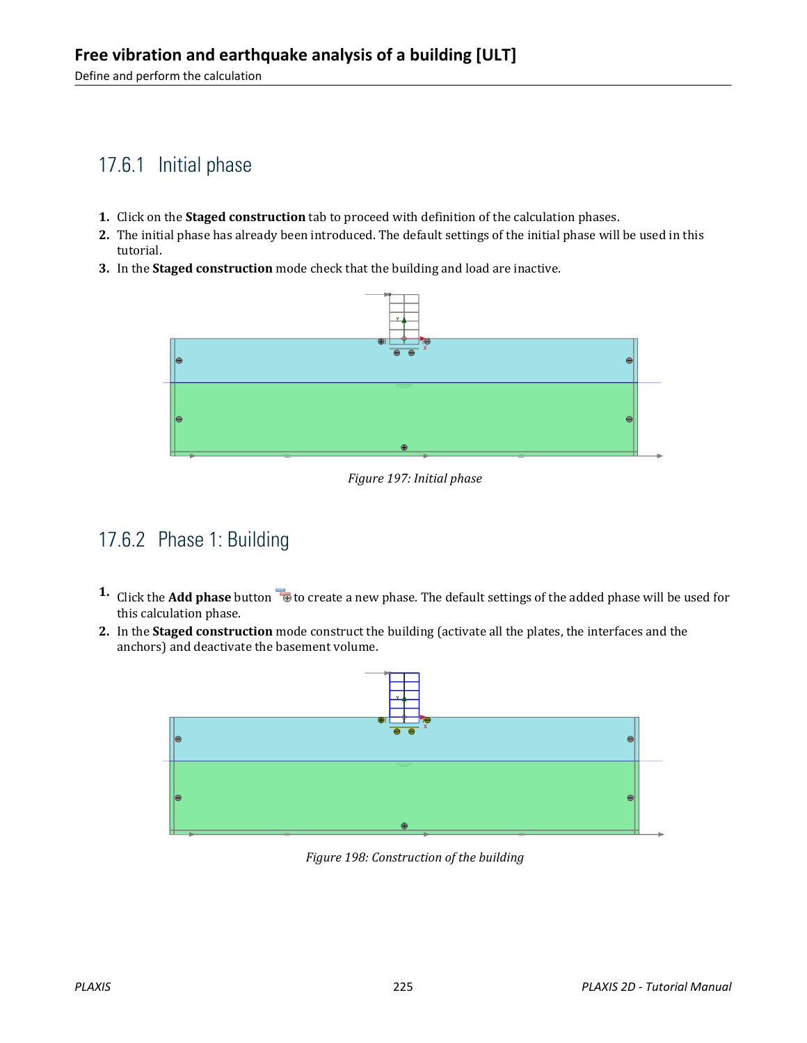## 17.6.1 Initial phase

1. Click on the **Staged construction** tab to proceed with definition of the calculation phases.
2. The initial phase has already been introduced. The default settings of the initial phase will be used in this tutorial.
3. In the **Staged construction** mode check that the building and load are inactive.

*Figure 197: Initial phase*

## 17.6.2 Phase 1: Building

1. Click the **Add phase** button to create a new phase. The default settings of the added phase will be used for this calculation phase.
2. In the **Staged construction** mode construct the building (activate all the plates, the interfaces and the anchors) and deactivate the basement volume.

*Figure 198: Construction of the building*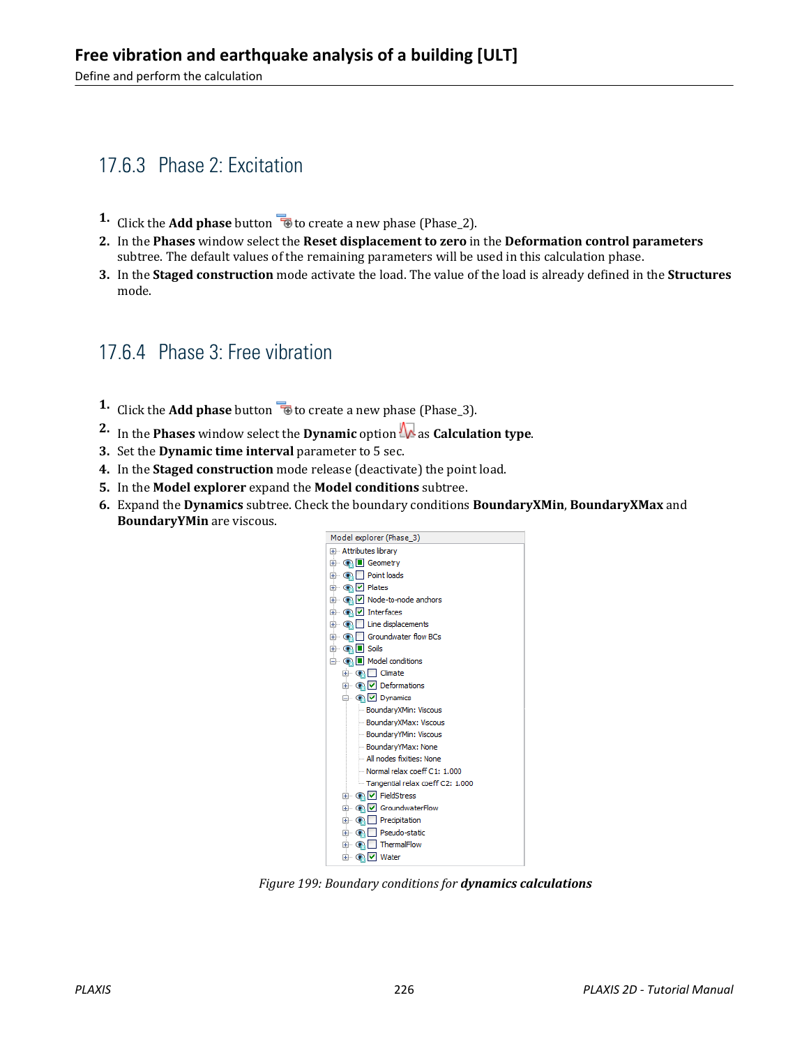### 17.6.3 Phase 2: Excitation

1. Click the **Add phase** button to create a new phase (Phase_2).
2. In the **Phases** window select the **Reset displacement to zero** in the **Deformation control parameters** subtree. The default values of the remaining parameters will be used in this calculation phase.
3. In the **Staged construction** mode activate the load. The value of the load is already defined in the **Structures** mode.

### 17.6.4 Phase 3: Free vibration

1. Click the **Add phase** button to create a new phase (Phase_3).
2. In the **Phases** window select the **Dynamic** option as **Calculation type**.
3. Set the **Dynamic time interval** parameter to 5 sec.
4. In the **Staged construction** mode release (deactivate) the point load.
5. In the **Model explorer** expand the **Model conditions** subtree.
6. Expand the **Dynamics** subtree. Check the boundary conditions **BoundaryXMin**, **BoundaryXMax** and **BoundaryYMin** are viscous.

*Figure 199: Boundary conditions for **dynamics calculations***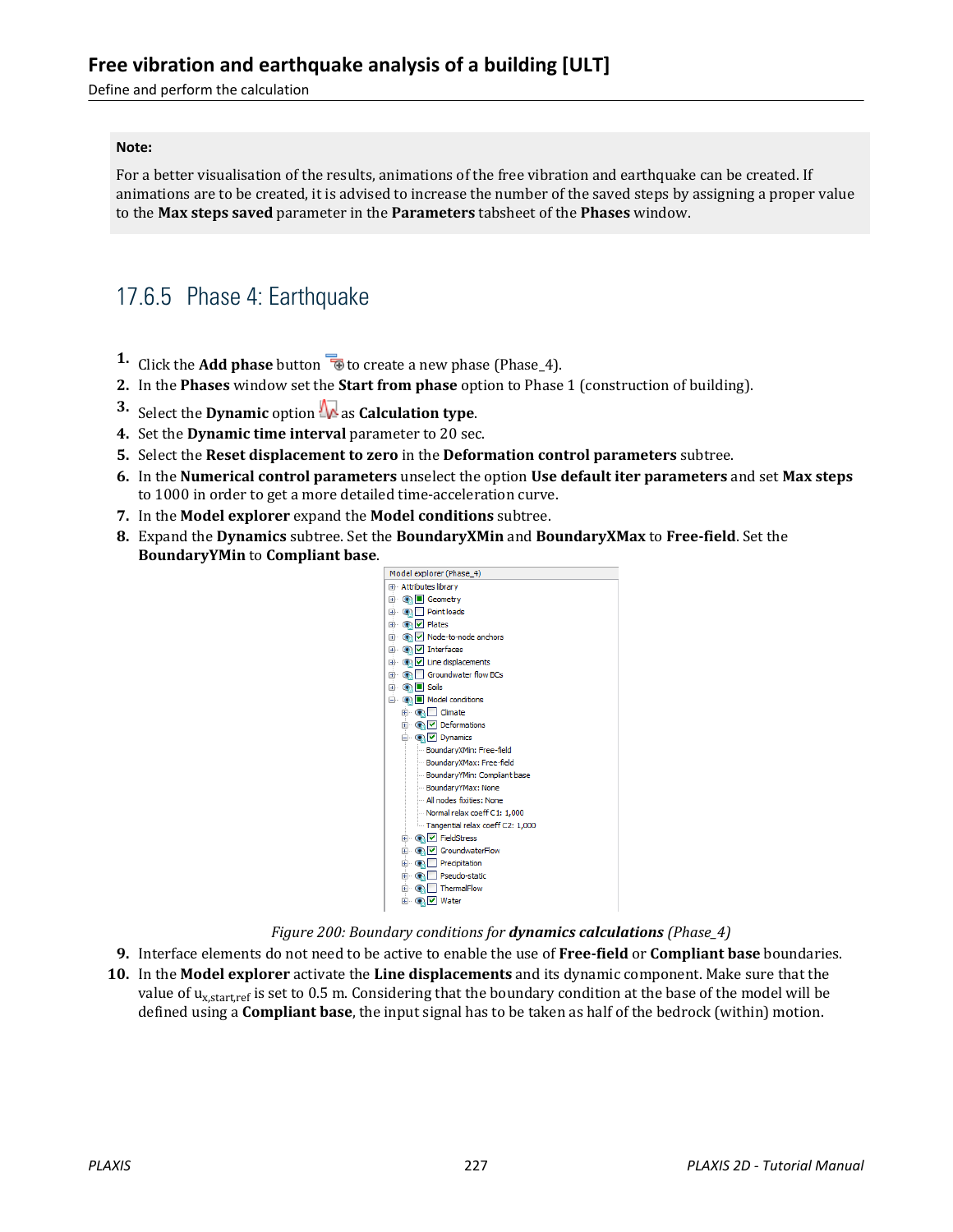**Note:**

For a better visualisation of the results, animations of the free vibration and earthquake can be created. If animations are to be created, it is advised to increase the number of the saved steps by assigning a proper value to the **Max steps saved** parameter in the **Parameters** tabsheet of the **Phases** window.

## 17.6.5 Phase 4: Earthquake

1. Click the **Add phase** button to create a new phase (Phase_4).
2. In the **Phases** window set the **Start from phase** option to Phase 1 (construction of building).
3. Select the **Dynamic** option as **Calculation type**.
4. Set the **Dynamic time interval** parameter to 20 sec.
5. Select the **Reset displacement to zero** in the **Deformation control parameters** subtree.
6. In the **Numerical control parameters** unselect the option **Use default iter parameters** and set **Max steps** to 1000 in order to get a more detailed time-acceleration curve.
7. In the **Model explorer** expand the **Model conditions** subtree.
8. Expand the **Dynamics** subtree. Set the **BoundaryXMin** and **BoundaryXMax** to **Free-field**. Set the **BoundaryYMin** to **Compliant base**.

*Figure 200: Boundary conditions for **dynamics calculations** (Phase_4)*

9. Interface elements do not need to be active to enable the use of **Free-field** or **Compliant base** boundaries.
10. In the **Model explorer** activate the **Line displacements** and its dynamic component. Make sure that the value of $u_{x,start,ref}$ is set to 0.5 m. Considering that the boundary condition at the base of the model will be defined using a **Compliant base**, the input signal has to be taken as half of the bedrock (within) motion.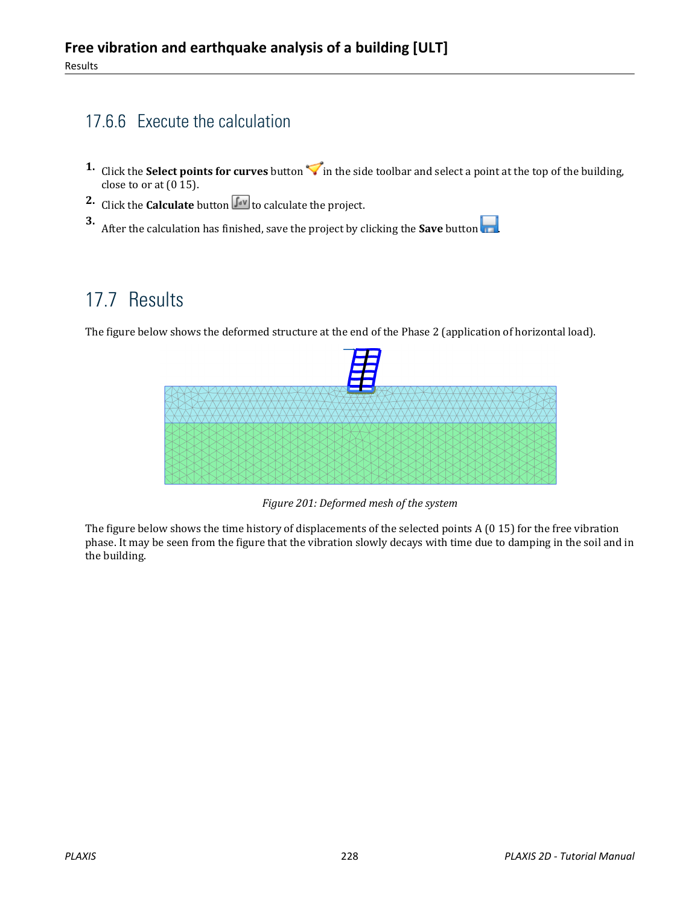### 17.6.6 Execute the calculation

1. Click the **Select points for curves** button in the side toolbar and select a point at the top of the building, close to or at (0 15).
2. Click the **Calculate** button to calculate the project.
3. After the calculation has finished, save the project by clicking the **Save** button.

## 17.7 Results

The figure below shows the deformed structure at the end of the Phase 2 (application of horizontal load).

*Figure 201: Deformed mesh of the system*

The figure below shows the time history of displacements of the selected points A (0 15) for the free vibration phase. It may be seen from the figure that the vibration slowly decays with time due to damping in the soil and in the building.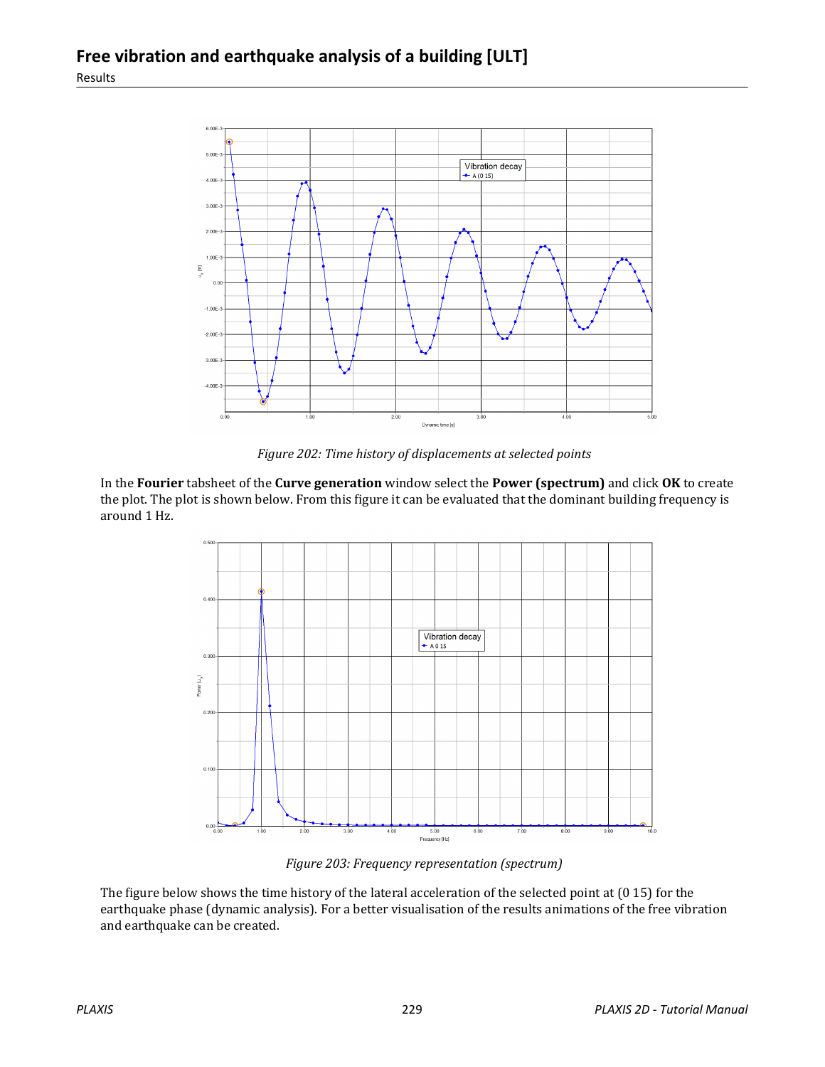Figure 202: Time history of displacements at selected points

In the **Fourier** tabsheet of the **Curve generation** window select the **Power (spectrum)** and click **OK** to create the plot. The plot is shown below. From this figure it can be evaluated that the dominant building frequency is around 1 Hz.

Figure 203: Frequency representation (spectrum)

The figure below shows the time history of the lateral acceleration of the selected point at (0 15) for the earthquake phase (dynamic analysis). For a better visualisation of the results animations of the free vibration and earthquake can be created.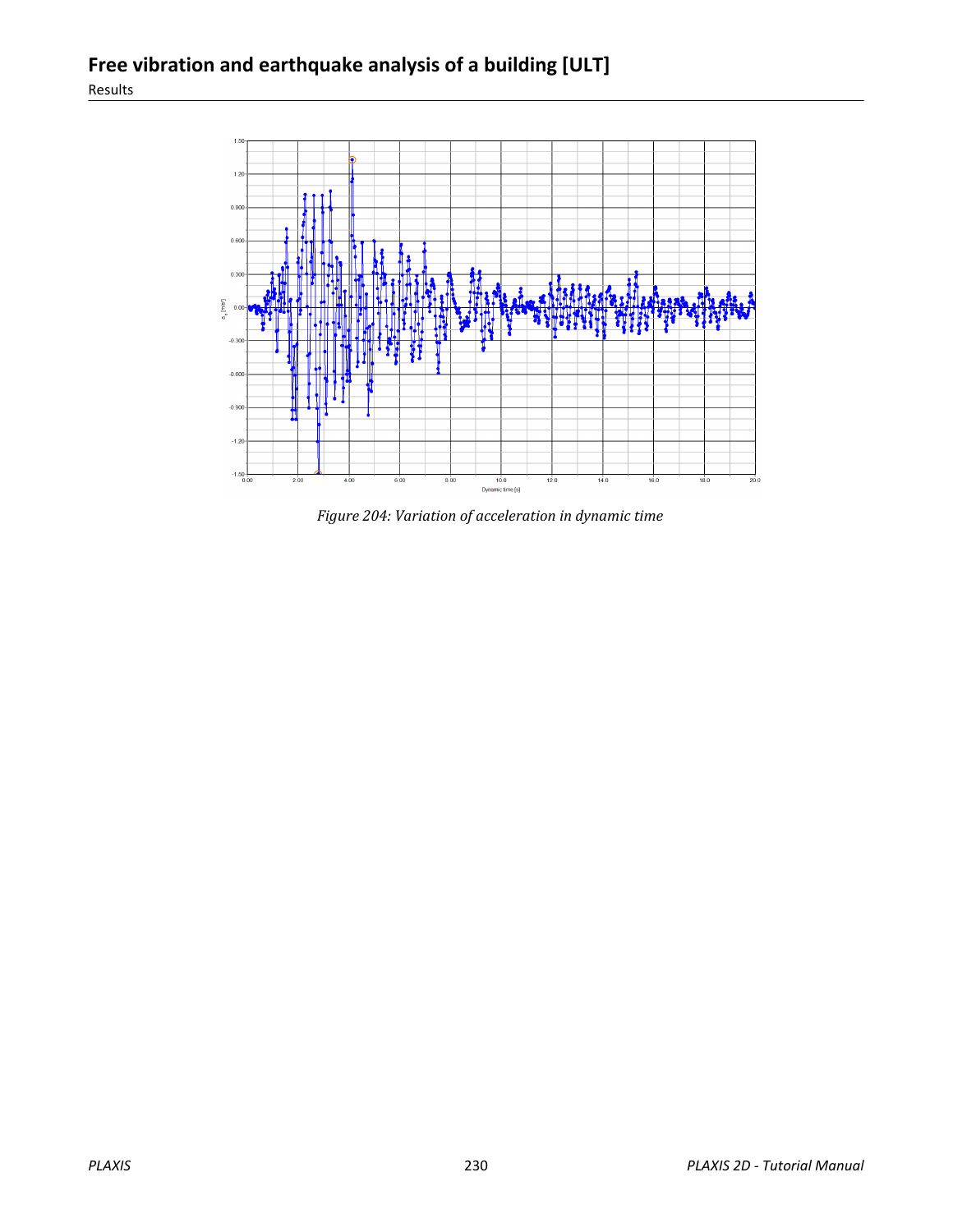1.50

1.20

0.900

0.600

0.300

0.00

-0.300

-0.600

-0.900

-1.20

-1.50

$a_x$ [m/s²]

0.00 2.00 4.00 6.00 8.00 10.0 12.0 14.0 16.0 18.0 20.0

Dynamic time [s]

*Figure 204: Variation of acceleration in dynamic time*